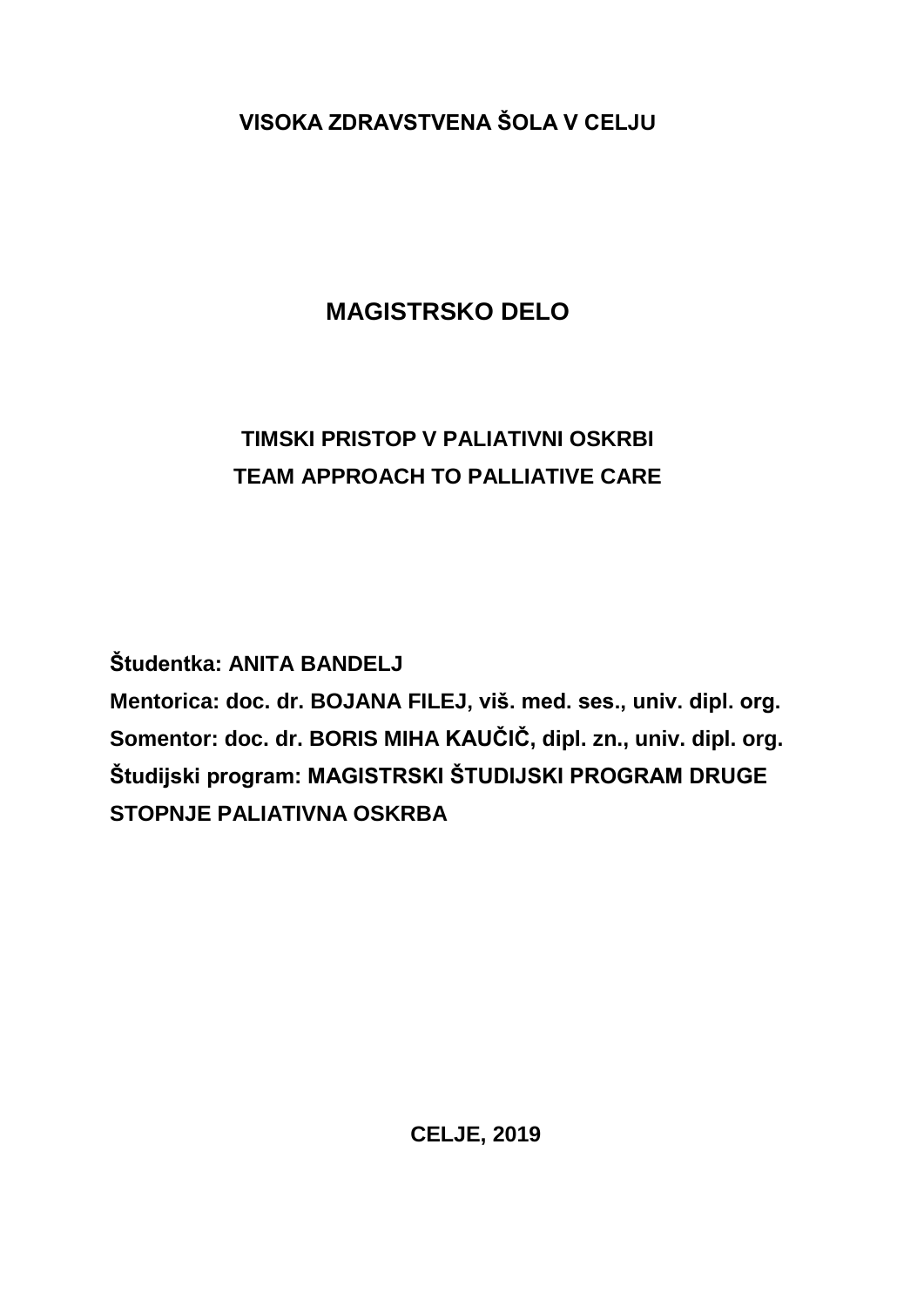**VISOKA ZDRAVSTVENA ŠOLA V CELJU**

# MAGISTRSKO DELO

## TIMSKI PRISTOP V PALIATIVNI OSKRBI
## TEAM APPROACH TO PALLIATIVE CARE

**Študentka: ANITA BANDELJ**

**Mentorica: doc. dr. BOJANA FILEJ, viš. med. ses., univ. dipl. org.**

**Somentor: doc. dr. BORIS MIHA KAUČIČ, dipl. zn., univ. dipl. org.**

**Študijski program: MAGISTRSKI ŠTUDIJSKI PROGRAM DRUGE STOPNJE PALIATIVNA OSKRBA**

**CELJE, 2019**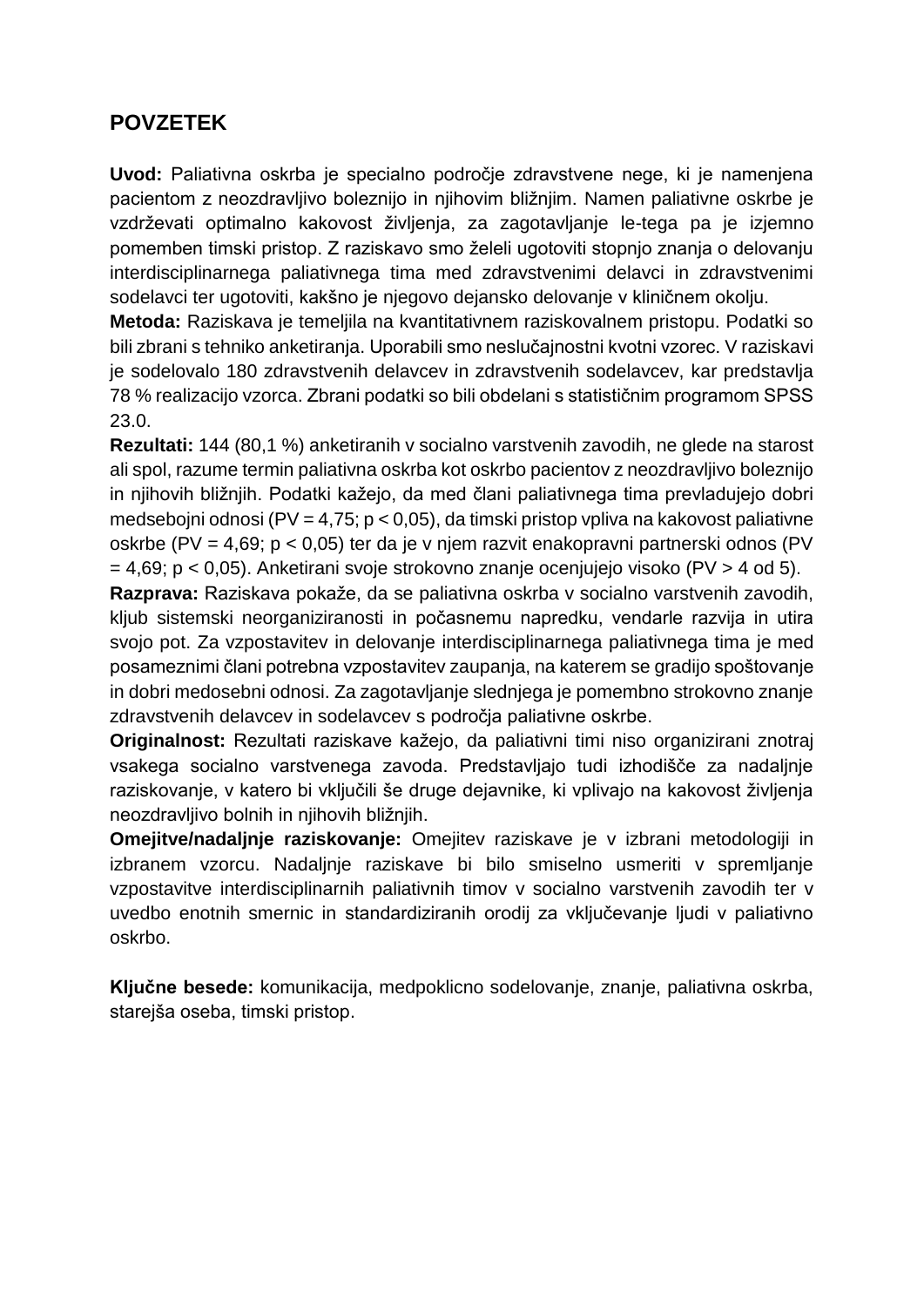# POVZETEK

**Uvod:** Paliativna oskrba je specialno področje zdravstvene nege, ki je namenjena pacientom z neozdravljivo boleznijo in njihovim bližnjim. Namen paliativne oskrbe je vzdrževati optimalno kakovost življenja, za zagotavljanje le-tega pa je izjemno pomemben timski pristop. Z raziskavo smo želeli ugotoviti stopnjo znanja o delovanju interdisciplinarnega paliativnega tima med zdravstvenimi delavci in zdravstvenimi sodelavci ter ugotoviti, kakšno je njegovo dejansko delovanje v kliničnem okolju.

**Metoda:** Raziskava je temeljila na kvantitativnem raziskovalnem pristopu. Podatki so bili zbrani s tehniko anketiranja. Uporabili smo neslučajnostni kvotni vzorec. V raziskavi je sodelovalo 180 zdravstvenih delavcev in zdravstvenih sodelavcev, kar predstavlja 78 % realizacijo vzorca. Zbrani podatki so bili obdelani s statističnim programom SPSS 23.0.

**Rezultati:** 144 (80,1 %) anketiranih v socialno varstvenih zavodih, ne glede na starost ali spol, razume termin paliativna oskrba kot oskrbo pacientov z neozdravljivo boleznijo in njihovih bližnjih. Podatki kažejo, da med člani paliativnega tima prevladujejo dobri medsebojni odnosi (PV = 4,75; $p < 0{,}05$), da timski pristop vpliva na kakovost paliativne oskrbe (PV = 4,69; $p < 0{,}05$) ter da je v njem razvit enakopravni partnerski odnos (PV = 4,69; $p < 0{,}05$). Anketirani svoje strokovno znanje ocenjujejo visoko (PV > 4 od 5).

**Razprava:** Raziskava pokaže, da se paliativna oskrba v socialno varstvenih zavodih, kljub sistemski neorganiziranosti in počasnemu napredku, vendarle razvija in utira svojo pot. Za vzpostavitev in delovanje interdisciplinarnega paliativnega tima je med posameznimi člani potrebna vzpostavitev zaupanja, na katerem se gradijo spoštovanje in dobri medosebni odnosi. Za zagotavljanje slednjega je pomembno strokovno znanje zdravstvenih delavcev in sodelavcev s področja paliativne oskrbe.

**Originalnost:** Rezultati raziskave kažejo, da paliativni timi niso organizirani znotraj vsakega socialno varstvenega zavoda. Predstavljajo tudi izhodišče za nadaljnje raziskovanje, v katero bi vključili še druge dejavnike, ki vplivajo na kakovost življenja neozdravljivo bolnih in njihovih bližnjih.

**Omejitve/nadaljnje raziskovanje:** Omejitev raziskave je v izbrani metodologiji in izbranem vzorcu. Nadaljnje raziskave bi bilo smiselno usmeriti v spremljanje vzpostavitve interdisciplinarnih paliativnih timov v socialno varstvenih zavodih ter v uvedbo enotnih smernic in standardiziranih orodij za vključevanje ljudi v paliativno oskrbo.

**Ključne besede:** komunikacija, medpoklicno sodelovanje, znanje, paliativna oskrba, starejša oseba, timski pristop.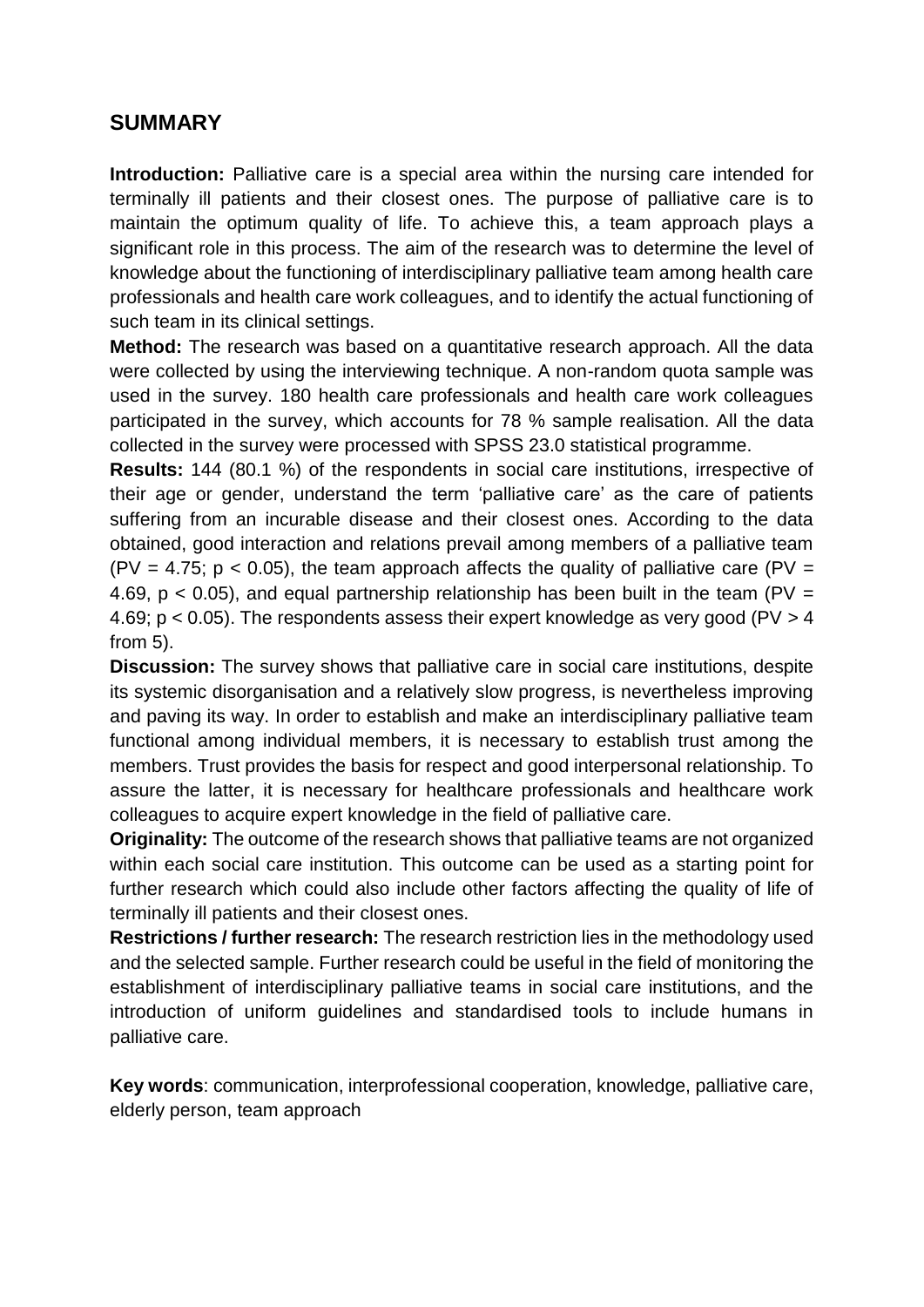## SUMMARY

**Introduction:** Palliative care is a special area within the nursing care intended for terminally ill patients and their closest ones. The purpose of palliative care is to maintain the optimum quality of life. To achieve this, a team approach plays a significant role in this process. The aim of the research was to determine the level of knowledge about the functioning of interdisciplinary palliative team among health care professionals and health care work colleagues, and to identify the actual functioning of such team in its clinical settings.

**Method:** The research was based on a quantitative research approach. All the data were collected by using the interviewing technique. A non-random quota sample was used in the survey. 180 health care professionals and health care work colleagues participated in the survey, which accounts for 78 % sample realisation. All the data collected in the survey were processed with SPSS 23.0 statistical programme.

**Results:** 144 (80.1 %) of the respondents in social care institutions, irrespective of their age or gender, understand the term 'palliative care' as the care of patients suffering from an incurable disease and their closest ones. According to the data obtained, good interaction and relations prevail among members of a palliative team ($PV = 4.75$; $p < 0.05$), the team approach affects the quality of palliative care ($PV = 4.69$, $p < 0.05$), and equal partnership relationship has been built in the team ($PV = 4.69$; $p < 0.05$). The respondents assess their expert knowledge as very good ($PV > 4$ from 5).

**Discussion:** The survey shows that palliative care in social care institutions, despite its systemic disorganisation and a relatively slow progress, is nevertheless improving and paving its way. In order to establish and make an interdisciplinary palliative team functional among individual members, it is necessary to establish trust among the members. Trust provides the basis for respect and good interpersonal relationship. To assure the latter, it is necessary for healthcare professionals and healthcare work colleagues to acquire expert knowledge in the field of palliative care.

**Originality:** The outcome of the research shows that palliative teams are not organized within each social care institution. This outcome can be used as a starting point for further research which could also include other factors affecting the quality of life of terminally ill patients and their closest ones.

**Restrictions / further research:** The research restriction lies in the methodology used and the selected sample. Further research could be useful in the field of monitoring the establishment of interdisciplinary palliative teams in social care institutions, and the introduction of uniform guidelines and standardised tools to include humans in palliative care.

**Key words**: communication, interprofessional cooperation, knowledge, palliative care, elderly person, team approach